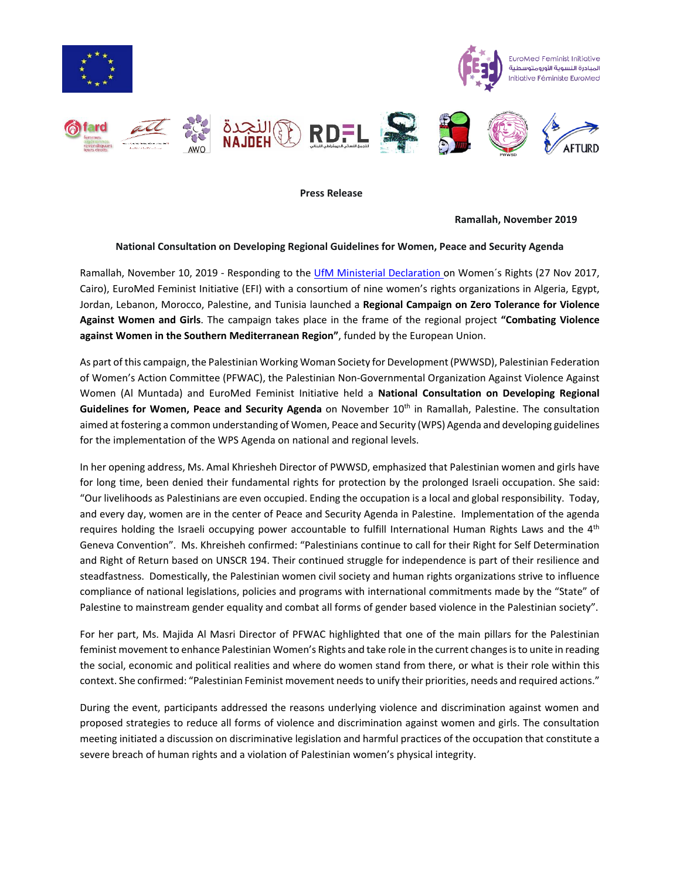EuroMed Feminist Initiative
المبادرة النسوية الأورومتوسطية
Initiative Féministe EuroMed

**Press Release**

**Ramallah, November 2019**

**National Consultation on Developing Regional Guidelines for Women, Peace and Security Agenda**

Ramallah, November 10, 2019 - Responding to the UfM Ministerial Declaration on Women´s Rights (27 Nov 2017, Cairo), EuroMed Feminist Initiative (EFI) with a consortium of nine women's rights organizations in Algeria, Egypt, Jordan, Lebanon, Morocco, Palestine, and Tunisia launched a **Regional Campaign on Zero Tolerance for Violence Against Women and Girls**. The campaign takes place in the frame of the regional project **"Combating Violence against Women in the Southern Mediterranean Region"**, funded by the European Union.

As part of this campaign, the Palestinian Working Woman Society for Development (PWWSD), Palestinian Federation of Women's Action Committee (PFWAC), the Palestinian Non-Governmental Organization Against Violence Against Women (Al Muntada) and EuroMed Feminist Initiative held a **National Consultation on Developing Regional Guidelines for Women, Peace and Security Agenda** on November 10th in Ramallah, Palestine. The consultation aimed at fostering a common understanding of Women, Peace and Security (WPS) Agenda and developing guidelines for the implementation of the WPS Agenda on national and regional levels.

In her opening address, Ms. Amal Khriesheh Director of PWWSD, emphasized that Palestinian women and girls have for long time, been denied their fundamental rights for protection by the prolonged Israeli occupation. She said: "Our livelihoods as Palestinians are even occupied. Ending the occupation is a local and global responsibility. Today, and every day, women are in the center of Peace and Security Agenda in Palestine. Implementation of the agenda requires holding the Israeli occupying power accountable to fulfill International Human Rights Laws and the 4th Geneva Convention". Ms. Khreisheh confirmed: "Palestinians continue to call for their Right for Self Determination and Right of Return based on UNSCR 194. Their continued struggle for independence is part of their resilience and steadfastness. Domestically, the Palestinian women civil society and human rights organizations strive to influence compliance of national legislations, policies and programs with international commitments made by the "State" of Palestine to mainstream gender equality and combat all forms of gender based violence in the Palestinian society".

For her part, Ms. Majida Al Masri Director of PFWAC highlighted that one of the main pillars for the Palestinian feminist movement to enhance Palestinian Women's Rights and take role in the current changes is to unite in reading the social, economic and political realities and where do women stand from there, or what is their role within this context. She confirmed: "Palestinian Feminist movement needs to unify their priorities, needs and required actions."

During the event, participants addressed the reasons underlying violence and discrimination against women and proposed strategies to reduce all forms of violence and discrimination against women and girls. The consultation meeting initiated a discussion on discriminative legislation and harmful practices of the occupation that constitute a severe breach of human rights and a violation of Palestinian women's physical integrity.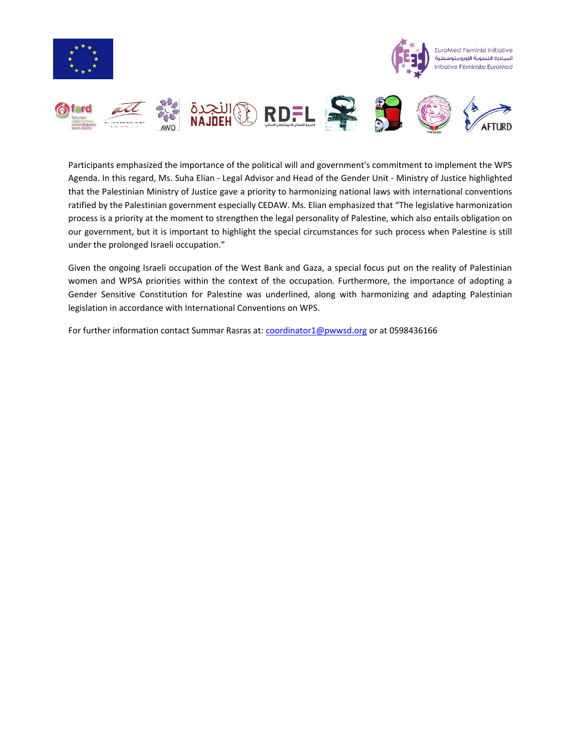Participants emphasized the importance of the political will and government's commitment to implement the WPS Agenda. In this regard, Ms. Suha Elian - Legal Advisor and Head of the Gender Unit - Ministry of Justice highlighted that the Palestinian Ministry of Justice gave a priority to harmonizing national laws with international conventions ratified by the Palestinian government especially CEDAW. Ms. Elian emphasized that "The legislative harmonization process is a priority at the moment to strengthen the legal personality of Palestine, which also entails obligation on our government, but it is important to highlight the special circumstances for such process when Palestine is still under the prolonged Israeli occupation."

Given the ongoing Israeli occupation of the West Bank and Gaza, a special focus put on the reality of Palestinian women and WPSA priorities within the context of the occupation. Furthermore, the importance of adopting a Gender Sensitive Constitution for Palestine was underlined, along with harmonizing and adapting Palestinian legislation in accordance with International Conventions on WPS.

For further information contact Summar Rasras at: coordinator1@pwwsd.org or at 0598436166